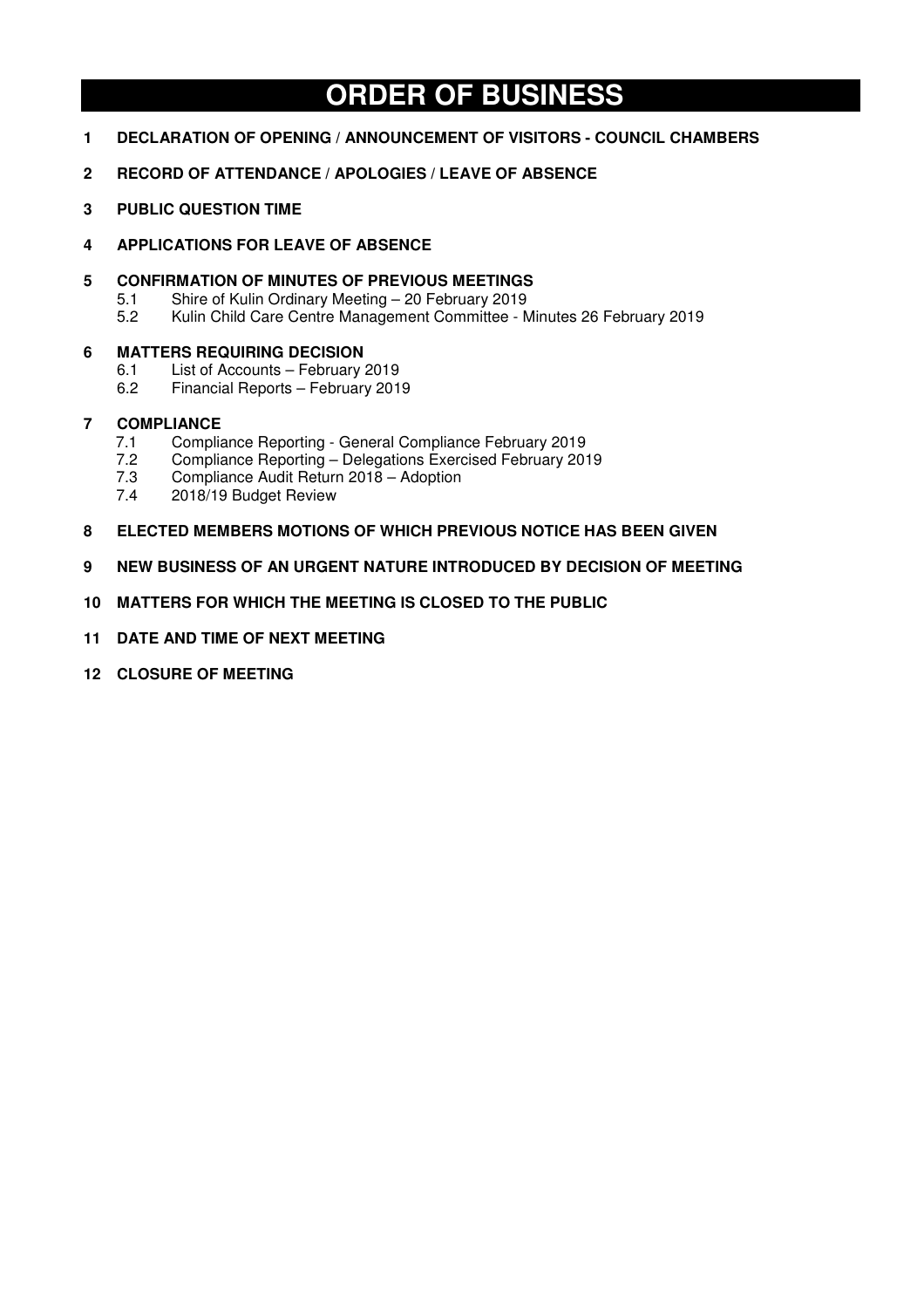# ORDER OF BUSINESS

**1 DECLARATION OF OPENING / ANNOUNCEMENT OF VISITORS - COUNCIL CHAMBERS**

**2 RECORD OF ATTENDANCE / APOLOGIES / LEAVE OF ABSENCE**

**3 PUBLIC QUESTION TIME**

**4 APPLICATIONS FOR LEAVE OF ABSENCE**

**5 CONFIRMATION OF MINUTES OF PREVIOUS MEETINGS**

- 5.1 Shire of Kulin Ordinary Meeting – 20 February 2019
- 5.2 Kulin Child Care Centre Management Committee - Minutes 26 February 2019

**6 MATTERS REQUIRING DECISION**

- 6.1 List of Accounts – February 2019
- 6.2 Financial Reports – February 2019

**7 COMPLIANCE**

- 7.1 Compliance Reporting - General Compliance February 2019
- 7.2 Compliance Reporting – Delegations Exercised February 2019
- 7.3 Compliance Audit Return 2018 – Adoption
- 7.4 2018/19 Budget Review

**8 ELECTED MEMBERS MOTIONS OF WHICH PREVIOUS NOTICE HAS BEEN GIVEN**

**9 NEW BUSINESS OF AN URGENT NATURE INTRODUCED BY DECISION OF MEETING**

**10 MATTERS FOR WHICH THE MEETING IS CLOSED TO THE PUBLIC**

**11 DATE AND TIME OF NEXT MEETING**

**12 CLOSURE OF MEETING**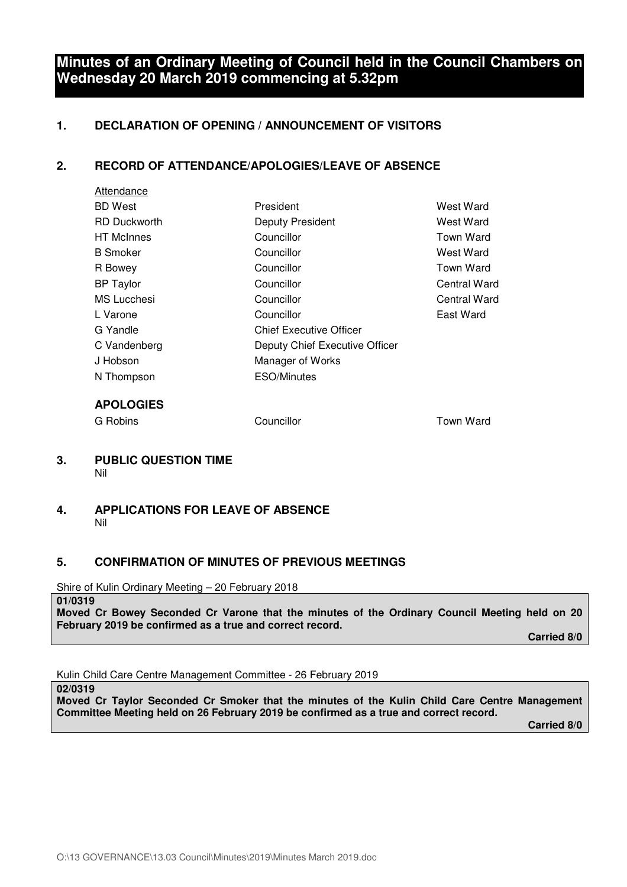# Minutes of an Ordinary Meeting of Council held in the Council Chambers on Wednesday 20 March 2019 commencing at 5.32pm

## 1. DECLARATION OF OPENING / ANNOUNCEMENT OF VISITORS

## 2. RECORD OF ATTENDANCE/APOLOGIES/LEAVE OF ABSENCE

Attendance

| | | |
|---|---|---|
| BD West | President | West Ward |
| RD Duckworth | Deputy President | West Ward |
| HT McInnes | Councillor | Town Ward |
| B Smoker | Councillor | West Ward |
| R Bowey | Councillor | Town Ward |
| BP Taylor | Councillor | Central Ward |
| MS Lucchesi | Councillor | Central Ward |
| L Varone | Councillor | East Ward |
| G Yandle | Chief Executive Officer | |
| C Vandenberg | Deputy Chief Executive Officer | |
| J Hobson | Manager of Works | |
| N Thompson | ESO/Minutes | |

**APOLOGIES**

| | | |
|---|---|---|
| G Robins | Councillor | Town Ward |

## 3. PUBLIC QUESTION TIME

Nil

## 4. APPLICATIONS FOR LEAVE OF ABSENCE

Nil

## 5. CONFIRMATION OF MINUTES OF PREVIOUS MEETINGS

Shire of Kulin Ordinary Meeting – 20 February 2018

**01/0319**

**Moved Cr Bowey Seconded Cr Varone that the minutes of the Ordinary Council Meeting held on 20 February 2019 be confirmed as a true and correct record.**

**Carried 8/0**

Kulin Child Care Centre Management Committee - 26 February 2019

**02/0319**

**Moved Cr Taylor Seconded Cr Smoker that the minutes of the Kulin Child Care Centre Management Committee Meeting held on 26 February 2019 be confirmed as a true and correct record.**

**Carried 8/0**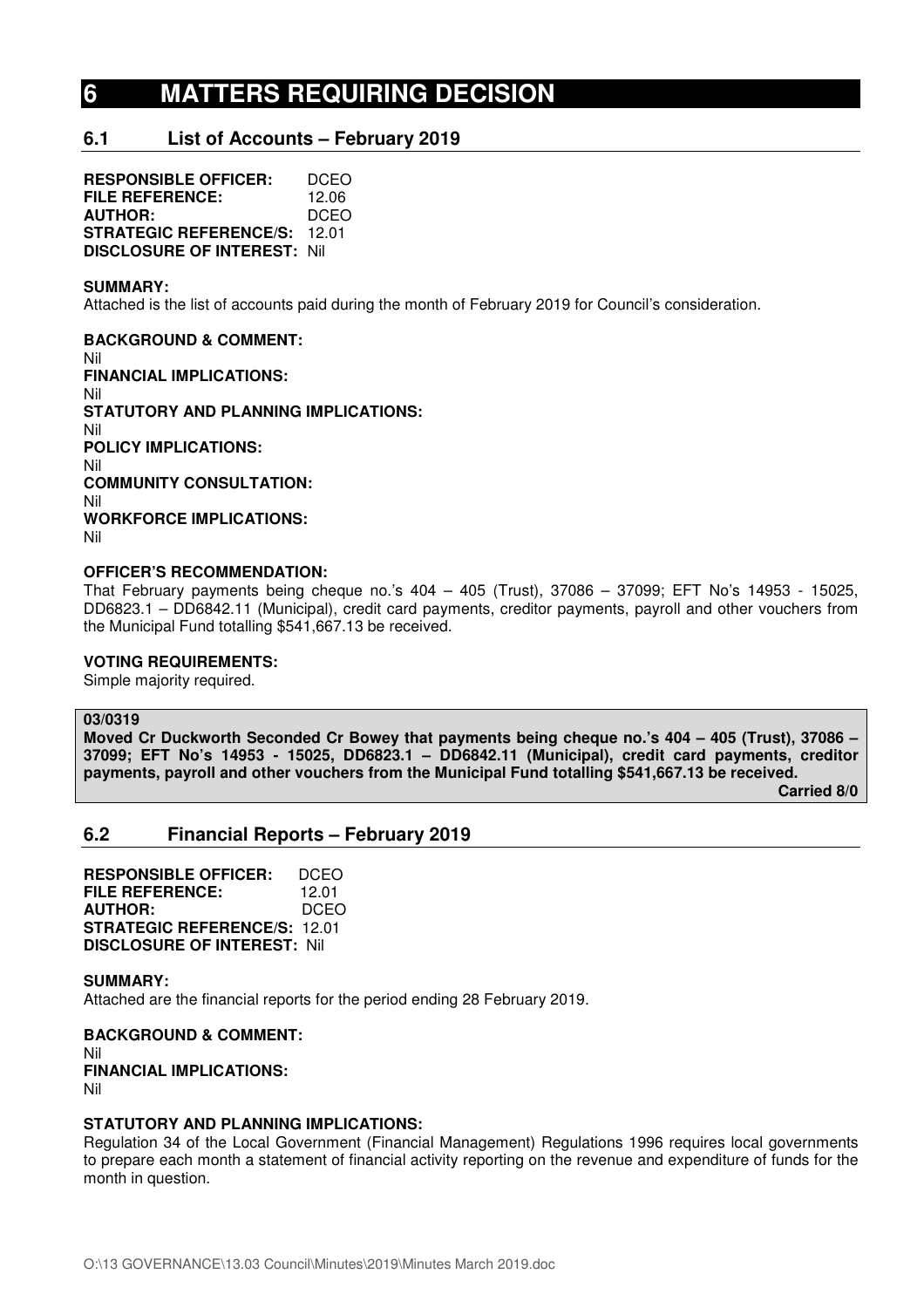# 6 MATTERS REQUIRING DECISION

## 6.1 List of Accounts – February 2019

**RESPONSIBLE OFFICER:** DCEO
**FILE REFERENCE:** 12.06
**AUTHOR:** DCEO
**STRATEGIC REFERENCE/S:** 12.01
**DISCLOSURE OF INTEREST:** Nil

**SUMMARY:**
Attached is the list of accounts paid during the month of February 2019 for Council's consideration.

**BACKGROUND & COMMENT:**
Nil
**FINANCIAL IMPLICATIONS:**
Nil
**STATUTORY AND PLANNING IMPLICATIONS:**
Nil
**POLICY IMPLICATIONS:**
Nil
**COMMUNITY CONSULTATION:**
Nil
**WORKFORCE IMPLICATIONS:**
Nil

**OFFICER'S RECOMMENDATION:**
That February payments being cheque no.'s 404 – 405 (Trust), 37086 – 37099; EFT No's 14953 - 15025, DD6823.1 – DD6842.11 (Municipal), credit card payments, creditor payments, payroll and other vouchers from the Municipal Fund totalling $541,667.13 be received.

**VOTING REQUIREMENTS:**
Simple majority required.

**03/0319**
**Moved Cr Duckworth Seconded Cr Bowey that payments being cheque no.'s 404 – 405 (Trust), 37086 – 37099; EFT No's 14953 - 15025, DD6823.1 – DD6842.11 (Municipal), credit card payments, creditor payments, payroll and other vouchers from the Municipal Fund totalling $541,667.13 be received.**
**Carried 8/0**

## 6.2 Financial Reports – February 2019

**RESPONSIBLE OFFICER:** DCEO
**FILE REFERENCE:** 12.01
**AUTHOR:** DCEO
**STRATEGIC REFERENCE/S:** 12.01
**DISCLOSURE OF INTEREST:** Nil

**SUMMARY:**
Attached are the financial reports for the period ending 28 February 2019.

**BACKGROUND & COMMENT:**
Nil
**FINANCIAL IMPLICATIONS:**
Nil

**STATUTORY AND PLANNING IMPLICATIONS:**
Regulation 34 of the Local Government (Financial Management) Regulations 1996 requires local governments to prepare each month a statement of financial activity reporting on the revenue and expenditure of funds for the month in question.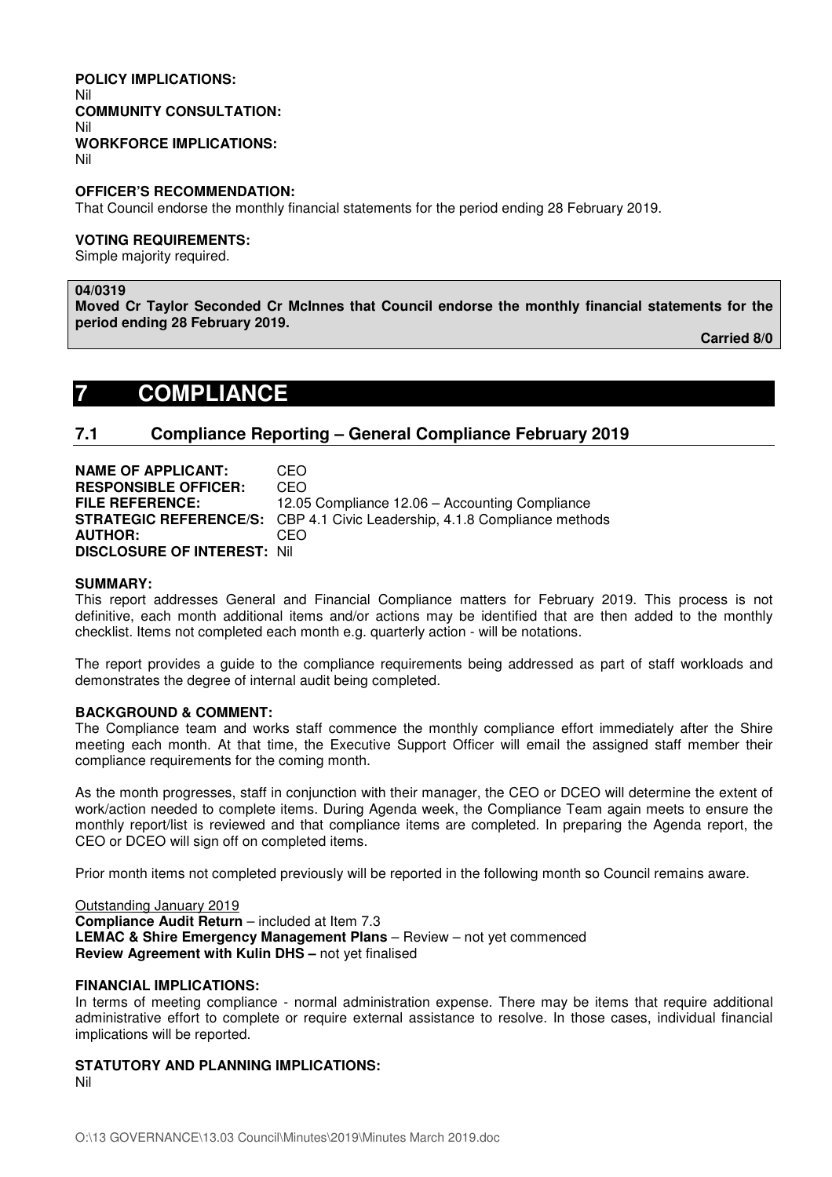**POLICY IMPLICATIONS:**
Nil
**COMMUNITY CONSULTATION:**
Nil
**WORKFORCE IMPLICATIONS:**
Nil

**OFFICER'S RECOMMENDATION:**
That Council endorse the monthly financial statements for the period ending 28 February 2019.

**VOTING REQUIREMENTS:**
Simple majority required.

**04/0319**
**Moved Cr Taylor Seconded Cr McInnes that Council endorse the monthly financial statements for the period ending 28 February 2019.**

**Carried 8/0**

# 7 COMPLIANCE

## 7.1 Compliance Reporting – General Compliance February 2019

**NAME OF APPLICANT:** CEO
**RESPONSIBLE OFFICER:** CEO
**FILE REFERENCE:** 12.05 Compliance 12.06 – Accounting Compliance
**STRATEGIC REFERENCE/S:** CBP 4.1 Civic Leadership, 4.1.8 Compliance methods
**AUTHOR:** CEO
**DISCLOSURE OF INTEREST:** Nil

**SUMMARY:**
This report addresses General and Financial Compliance matters for February 2019. This process is not definitive, each month additional items and/or actions may be identified that are then added to the monthly checklist. Items not completed each month e.g. quarterly action - will be notations.

The report provides a guide to the compliance requirements being addressed as part of staff workloads and demonstrates the degree of internal audit being completed.

**BACKGROUND & COMMENT:**
The Compliance team and works staff commence the monthly compliance effort immediately after the Shire meeting each month. At that time, the Executive Support Officer will email the assigned staff member their compliance requirements for the coming month.

As the month progresses, staff in conjunction with their manager, the CEO or DCEO will determine the extent of work/action needed to complete items. During Agenda week, the Compliance Team again meets to ensure the monthly report/list is reviewed and that compliance items are completed. In preparing the Agenda report, the CEO or DCEO will sign off on completed items.

Prior month items not completed previously will be reported in the following month so Council remains aware.

Outstanding January 2019
**Compliance Audit Return** – included at Item 7.3
**LEMAC & Shire Emergency Management Plans** – Review – not yet commenced
**Review Agreement with Kulin DHS –** not yet finalised

**FINANCIAL IMPLICATIONS:**
In terms of meeting compliance - normal administration expense. There may be items that require additional administrative effort to complete or require external assistance to resolve. In those cases, individual financial implications will be reported.

**STATUTORY AND PLANNING IMPLICATIONS:**
Nil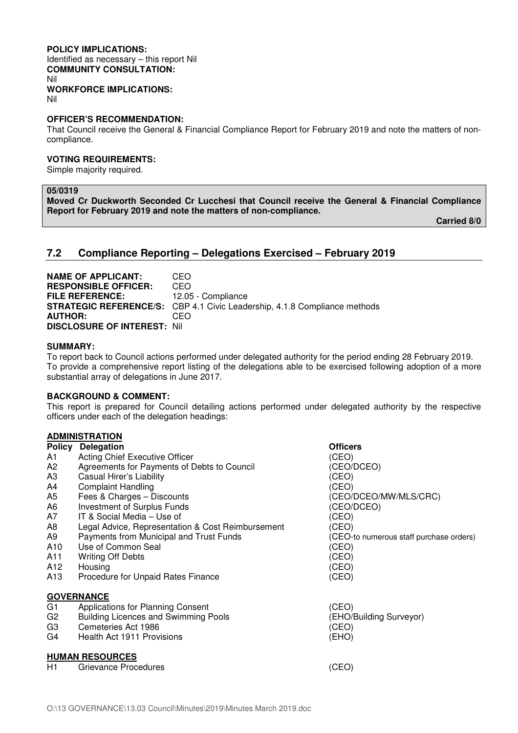**POLICY IMPLICATIONS:**
Identified as necessary – this report Nil

**COMMUNITY CONSULTATION:**
Nil

**WORKFORCE IMPLICATIONS:**
Nil

**OFFICER'S RECOMMENDATION:**
That Council receive the General & Financial Compliance Report for February 2019 and note the matters of non-compliance.

**VOTING REQUIREMENTS:**
Simple majority required.

**05/0319**
**Moved Cr Duckworth Seconded Cr Lucchesi that Council receive the General & Financial Compliance Report for February 2019 and note the matters of non-compliance.**

**Carried 8/0**

## 7.2 Compliance Reporting – Delegations Exercised – February 2019

**NAME OF APPLICANT:** CEO
**RESPONSIBLE OFFICER:** CEO
**FILE REFERENCE:** 12.05 - Compliance
**STRATEGIC REFERENCE/S:** CBP 4.1 Civic Leadership, 4.1.8 Compliance methods
**AUTHOR:** CEO
**DISCLOSURE OF INTEREST:** Nil

**SUMMARY:**
To report back to Council actions performed under delegated authority for the period ending 28 February 2019.
To provide a comprehensive report listing of the delegations able to be exercised following adoption of a more substantial array of delegations in June 2017.

**BACKGROUND & COMMENT:**
This report is prepared for Council detailing actions performed under delegated authority by the respective officers under each of the delegation headings:

**ADMINISTRATION**

| Policy | Delegation | Officers |
|---|---|---|
| A1 | Acting Chief Executive Officer | (CEO) |
| A2 | Agreements for Payments of Debts to Council | (CEO/DCEO) |
| A3 | Casual Hirer's Liability | (CEO) |
| A4 | Complaint Handling | (CEO) |
| A5 | Fees & Charges – Discounts | (CEO/DCEO/MW/MLS/CRC) |
| A6 | Investment of Surplus Funds | (CEO/DCEO) |
| A7 | IT & Social Media – Use of | (CEO) |
| A8 | Legal Advice, Representation & Cost Reimbursement | (CEO) |
| A9 | Payments from Municipal and Trust Funds | (CEO-to numerous staff purchase orders) |
| A10 | Use of Common Seal | (CEO) |
| A11 | Writing Off Debts | (CEO) |
| A12 | Housing | (CEO) |
| A13 | Procedure for Unpaid Rates Finance | (CEO) |

**GOVERNANCE**

| | | |
|---|---|---|
| G1 | Applications for Planning Consent | (CEO) |
| G2 | Building Licences and Swimming Pools | (EHO/Building Surveyor) |
| G3 | Cemeteries Act 1986 | (CEO) |
| G4 | Health Act 1911 Provisions | (EHO) |

**HUMAN RESOURCES**

| | | |
|---|---|---|
| H1 | Grievance Procedures | (CEO) |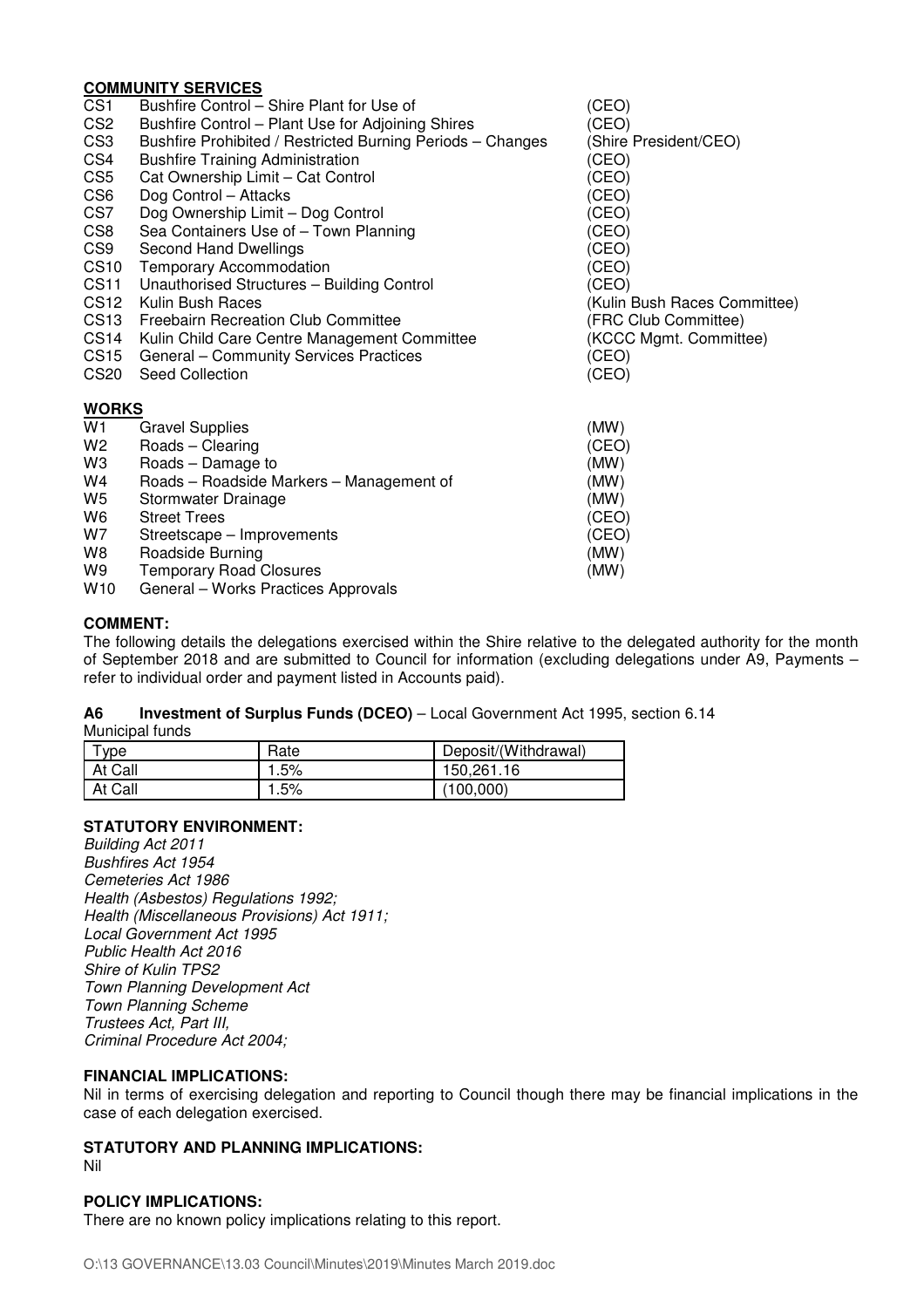**COMMUNITY SERVICES**

| | | |
|---|---|---|
| CS1 | Bushfire Control – Shire Plant for Use of | (CEO) |
| CS2 | Bushfire Control – Plant Use for Adjoining Shires | (CEO) |
| CS3 | Bushfire Prohibited / Restricted Burning Periods – Changes | (Shire President/CEO) |
| CS4 | Bushfire Training Administration | (CEO) |
| CS5 | Cat Ownership Limit – Cat Control | (CEO) |
| CS6 | Dog Control – Attacks | (CEO) |
| CS7 | Dog Ownership Limit – Dog Control | (CEO) |
| CS8 | Sea Containers Use of – Town Planning | (CEO) |
| CS9 | Second Hand Dwellings | (CEO) |
| CS10 | Temporary Accommodation | (CEO) |
| CS11 | Unauthorised Structures – Building Control | (CEO) |
| CS12 | Kulin Bush Races | (Kulin Bush Races Committee) |
| CS13 | Freebairn Recreation Club Committee | (FRC Club Committee) |
| CS14 | Kulin Child Care Centre Management Committee | (KCCC Mgmt. Committee) |
| CS15 | General – Community Services Practices | (CEO) |
| CS20 | Seed Collection | (CEO) |

**WORKS**

| | | |
|---|---|---|
| W1 | Gravel Supplies | (MW) |
| W2 | Roads – Clearing | (CEO) |
| W3 | Roads – Damage to | (MW) |
| W4 | Roads – Roadside Markers – Management of | (MW) |
| W5 | Stormwater Drainage | (MW) |
| W6 | Street Trees | (CEO) |
| W7 | Streetscape – Improvements | (CEO) |
| W8 | Roadside Burning | (MW) |
| W9 | Temporary Road Closures | (MW) |
| W10 | General – Works Practices Approvals | |

**COMMENT:**

The following details the delegations exercised within the Shire relative to the delegated authority for the month of September 2018 and are submitted to Council for information (excluding delegations under A9, Payments – refer to individual order and payment listed in Accounts paid).

**A6 Investment of Surplus Funds (DCEO)** – Local Government Act 1995, section 6.14

Municipal funds

| Type | Rate | Deposit/(Withdrawal) |
|---|---|---|
| At Call | 1.5% | 150,261.16 |
| At Call | 1.5% | (100,000) |

**STATUTORY ENVIRONMENT:**

*Building Act 2011*
*Bushfires Act 1954*
*Cemeteries Act 1986*
*Health (Asbestos) Regulations 1992;*
*Health (Miscellaneous Provisions) Act 1911;*
*Local Government Act 1995*
*Public Health Act 2016*
*Shire of Kulin TPS2*
*Town Planning Development Act*
*Town Planning Scheme*
*Trustees Act, Part III,*
*Criminal Procedure Act 2004;*

**FINANCIAL IMPLICATIONS:**

Nil in terms of exercising delegation and reporting to Council though there may be financial implications in the case of each delegation exercised.

**STATUTORY AND PLANNING IMPLICATIONS:**

Nil

**POLICY IMPLICATIONS:**

There are no known policy implications relating to this report.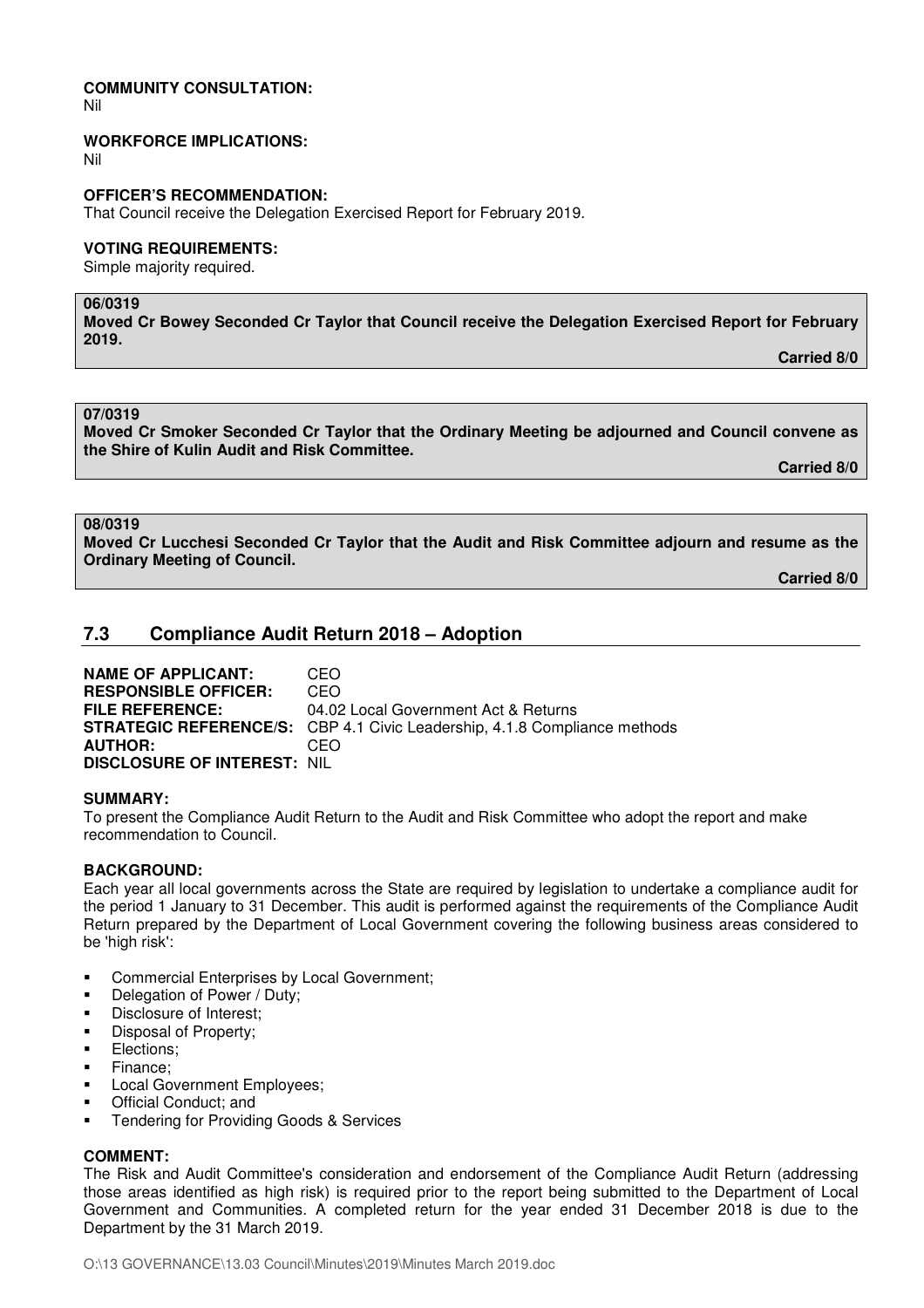**COMMUNITY CONSULTATION:**
Nil

**WORKFORCE IMPLICATIONS:**
Nil

**OFFICER'S RECOMMENDATION:**
That Council receive the Delegation Exercised Report for February 2019.

**VOTING REQUIREMENTS:**
Simple majority required.

**06/0319**
**Moved Cr Bowey Seconded Cr Taylor that Council receive the Delegation Exercised Report for February 2019.**
**Carried 8/0**

**07/0319**
**Moved Cr Smoker Seconded Cr Taylor that the Ordinary Meeting be adjourned and Council convene as the Shire of Kulin Audit and Risk Committee.**
**Carried 8/0**

**08/0319**
**Moved Cr Lucchesi Seconded Cr Taylor that the Audit and Risk Committee adjourn and resume as the Ordinary Meeting of Council.**
**Carried 8/0**

## 7.3 Compliance Audit Return 2018 – Adoption

**NAME OF APPLICANT:** CEO
**RESPONSIBLE OFFICER:** CEO
**FILE REFERENCE:** 04.02 Local Government Act & Returns
**STRATEGIC REFERENCE/S:** CBP 4.1 Civic Leadership, 4.1.8 Compliance methods
**AUTHOR:** CEO
**DISCLOSURE OF INTEREST:** NIL

**SUMMARY:**
To present the Compliance Audit Return to the Audit and Risk Committee who adopt the report and make recommendation to Council.

**BACKGROUND:**
Each year all local governments across the State are required by legislation to undertake a compliance audit for the period 1 January to 31 December. This audit is performed against the requirements of the Compliance Audit Return prepared by the Department of Local Government covering the following business areas considered to be 'high risk':

- Commercial Enterprises by Local Government;
- Delegation of Power / Duty;
- Disclosure of Interest;
- Disposal of Property;
- Elections;
- Finance;
- Local Government Employees;
- Official Conduct; and
- Tendering for Providing Goods & Services

**COMMENT:**
The Risk and Audit Committee's consideration and endorsement of the Compliance Audit Return (addressing those areas identified as high risk) is required prior to the report being submitted to the Department of Local Government and Communities. A completed return for the year ended 31 December 2018 is due to the Department by the 31 March 2019.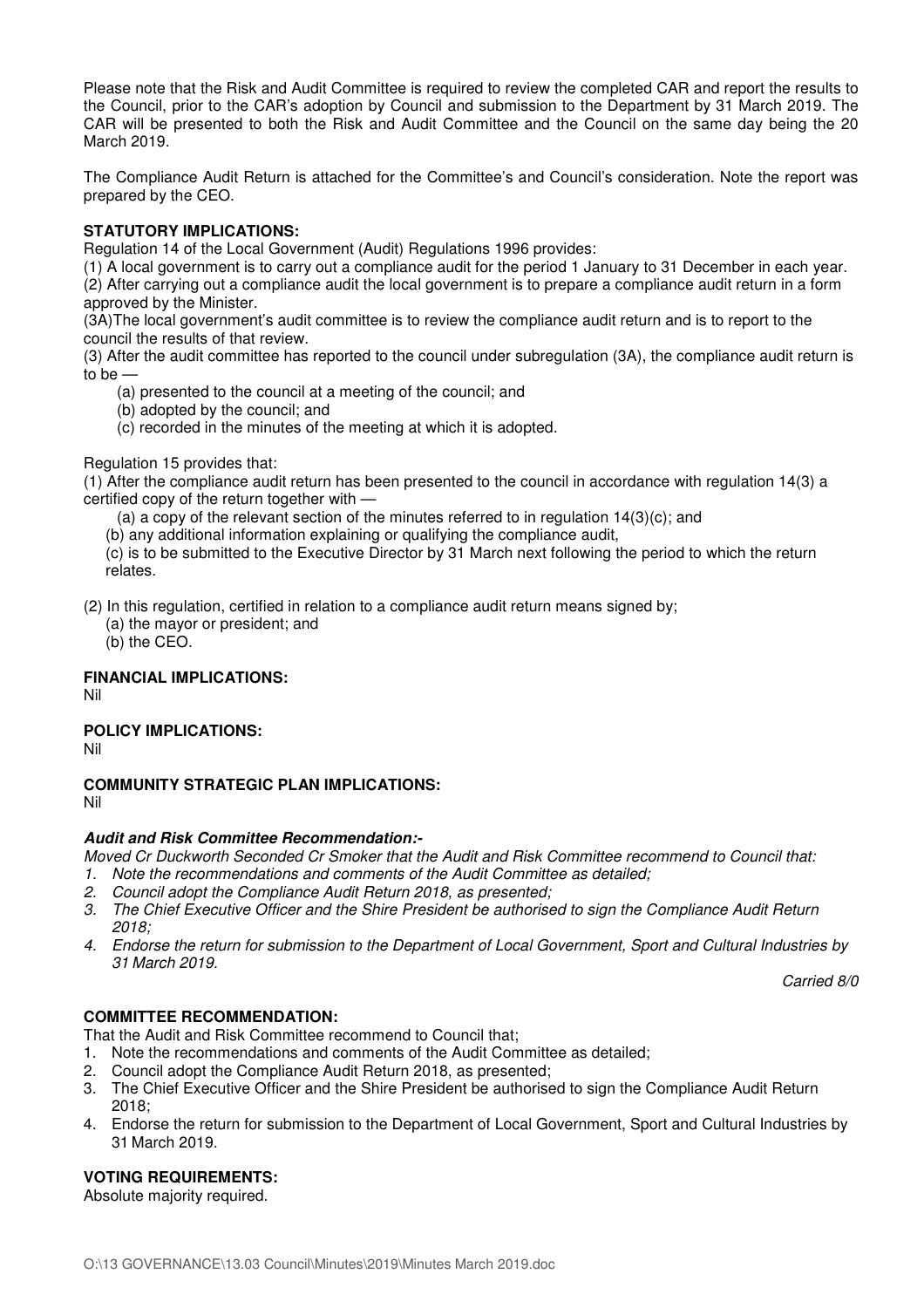Please note that the Risk and Audit Committee is required to review the completed CAR and report the results to the Council, prior to the CAR's adoption by Council and submission to the Department by 31 March 2019. The CAR will be presented to both the Risk and Audit Committee and the Council on the same day being the 20 March 2019.

The Compliance Audit Return is attached for the Committee's and Council's consideration. Note the report was prepared by the CEO.

**STATUTORY IMPLICATIONS:**

Regulation 14 of the Local Government (Audit) Regulations 1996 provides:

(1) A local government is to carry out a compliance audit for the period 1 January to 31 December in each year.

(2) After carrying out a compliance audit the local government is to prepare a compliance audit return in a form approved by the Minister.

(3A)The local government's audit committee is to review the compliance audit return and is to report to the council the results of that review.

(3) After the audit committee has reported to the council under subregulation (3A), the compliance audit return is to be —

(a) presented to the council at a meeting of the council; and
(b) adopted by the council; and
(c) recorded in the minutes of the meeting at which it is adopted.

Regulation 15 provides that:

(1) After the compliance audit return has been presented to the council in accordance with regulation 14(3) a certified copy of the return together with —

(a) a copy of the relevant section of the minutes referred to in regulation 14(3)(c); and
(b) any additional information explaining or qualifying the compliance audit,
(c) is to be submitted to the Executive Director by 31 March next following the period to which the return relates.

(2) In this regulation, certified in relation to a compliance audit return means signed by;

(a) the mayor or president; and
(b) the CEO.

**FINANCIAL IMPLICATIONS:**

Nil

**POLICY IMPLICATIONS:**

Nil

**COMMUNITY STRATEGIC PLAN IMPLICATIONS:**

Nil

***Audit and Risk Committee Recommendation:-***

*Moved Cr Duckworth Seconded Cr Smoker that the Audit and Risk Committee recommend to Council that:*

1. *Note the recommendations and comments of the Audit Committee as detailed;*
2. *Council adopt the Compliance Audit Return 2018, as presented;*
3. *The Chief Executive Officer and the Shire President be authorised to sign the Compliance Audit Return 2018;*
4. *Endorse the return for submission to the Department of Local Government, Sport and Cultural Industries by 31 March 2019.*

*Carried 8/0*

**COMMITTEE RECOMMENDATION:**

That the Audit and Risk Committee recommend to Council that;

1. Note the recommendations and comments of the Audit Committee as detailed;
2. Council adopt the Compliance Audit Return 2018, as presented;
3. The Chief Executive Officer and the Shire President be authorised to sign the Compliance Audit Return 2018;
4. Endorse the return for submission to the Department of Local Government, Sport and Cultural Industries by 31 March 2019.

**VOTING REQUIREMENTS:**

Absolute majority required.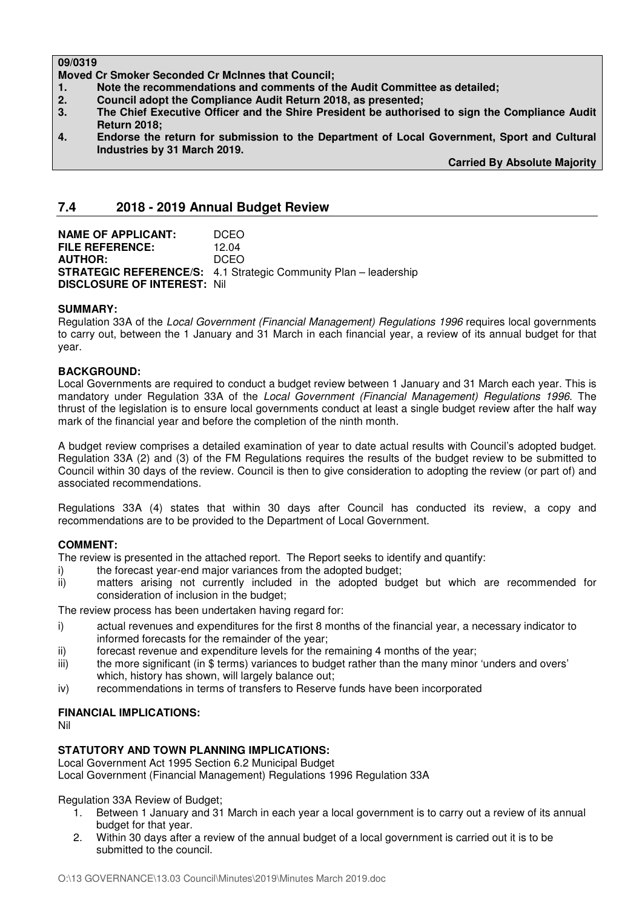**09/0319**

**Moved Cr Smoker Seconded Cr McInnes that Council;**

1. **Note the recommendations and comments of the Audit Committee as detailed;**
2. **Council adopt the Compliance Audit Return 2018, as presented;**
3. **The Chief Executive Officer and the Shire President be authorised to sign the Compliance Audit Return 2018;**
4. **Endorse the return for submission to the Department of Local Government, Sport and Cultural Industries by 31 March 2019.**

**Carried By Absolute Majority**

## 7.4 2018 - 2019 Annual Budget Review

**NAME OF APPLICANT:** DCEO
**FILE REFERENCE:** 12.04
**AUTHOR:** DCEO
**STRATEGIC REFERENCE/S:** 4.1 Strategic Community Plan – leadership
**DISCLOSURE OF INTEREST:** Nil

**SUMMARY:**

Regulation 33A of the *Local Government (Financial Management) Regulations 1996* requires local governments to carry out, between the 1 January and 31 March in each financial year, a review of its annual budget for that year.

**BACKGROUND:**

Local Governments are required to conduct a budget review between 1 January and 31 March each year. This is mandatory under Regulation 33A of the *Local Government (Financial Management) Regulations 1996*. The thrust of the legislation is to ensure local governments conduct at least a single budget review after the half way mark of the financial year and before the completion of the ninth month.

A budget review comprises a detailed examination of year to date actual results with Council's adopted budget. Regulation 33A (2) and (3) of the FM Regulations requires the results of the budget review to be submitted to Council within 30 days of the review. Council is then to give consideration to adopting the review (or part of) and associated recommendations.

Regulations 33A (4) states that within 30 days after Council has conducted its review, a copy and recommendations are to be provided to the Department of Local Government.

**COMMENT:**

The review is presented in the attached report. The Report seeks to identify and quantify:

i) the forecast year-end major variances from the adopted budget;
ii) matters arising not currently included in the adopted budget but which are recommended for consideration of inclusion in the budget;

The review process has been undertaken having regard for:

i) actual revenues and expenditures for the first 8 months of the financial year, a necessary indicator to informed forecasts for the remainder of the year;
ii) forecast revenue and expenditure levels for the remaining 4 months of the year;
iii) the more significant (in $ terms) variances to budget rather than the many minor 'unders and overs' which, history has shown, will largely balance out;
iv) recommendations in terms of transfers to Reserve funds have been incorporated

**FINANCIAL IMPLICATIONS:**

Nil

**STATUTORY AND TOWN PLANNING IMPLICATIONS:**

Local Government Act 1995 Section 6.2 Municipal Budget
Local Government (Financial Management) Regulations 1996 Regulation 33A

Regulation 33A Review of Budget;

1. Between 1 January and 31 March in each year a local government is to carry out a review of its annual budget for that year.
2. Within 30 days after a review of the annual budget of a local government is carried out it is to be submitted to the council.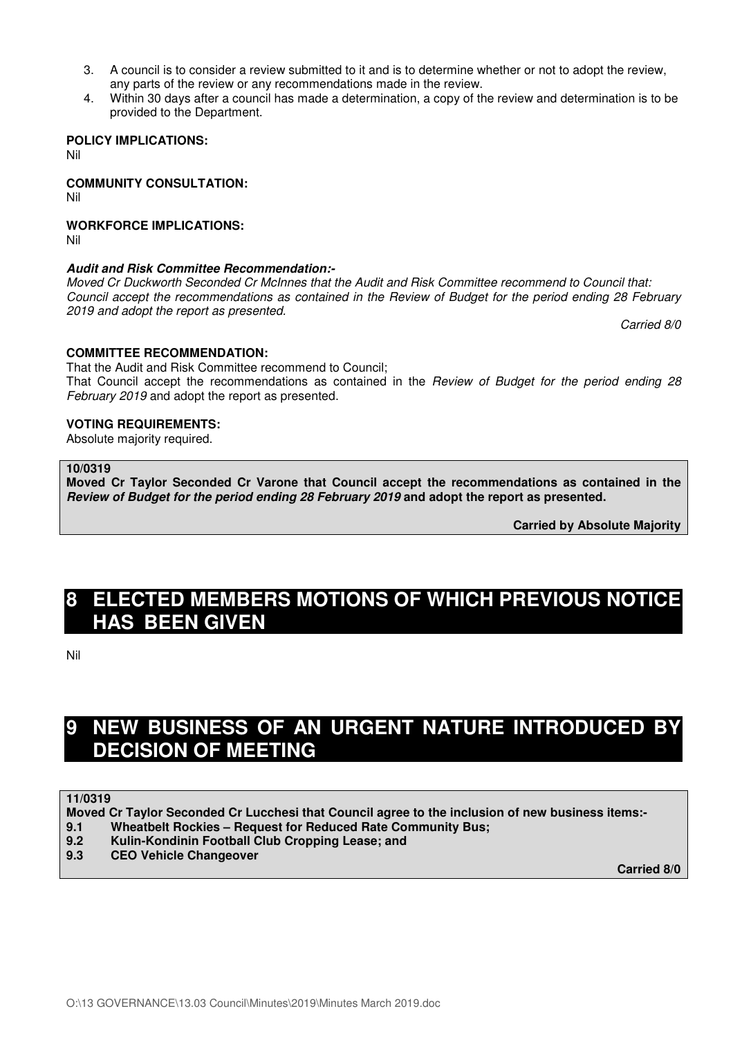3. A council is to consider a review submitted to it and is to determine whether or not to adopt the review, any parts of the review or any recommendations made in the review.
4. Within 30 days after a council has made a determination, a copy of the review and determination is to be provided to the Department.

**POLICY IMPLICATIONS:**
Nil

**COMMUNITY CONSULTATION:**
Nil

**WORKFORCE IMPLICATIONS:**
Nil

***Audit and Risk Committee Recommendation:-***
*Moved Cr Duckworth Seconded Cr McInnes that the Audit and Risk Committee recommend to Council that: Council accept the recommendations as contained in the Review of Budget for the period ending 28 February 2019 and adopt the report as presented.*

*Carried 8/0*

**COMMITTEE RECOMMENDATION:**
That the Audit and Risk Committee recommend to Council;
That Council accept the recommendations as contained in the *Review of Budget for the period ending 28 February 2019* and adopt the report as presented.

**VOTING REQUIREMENTS:**
Absolute majority required.

**10/0319**
**Moved Cr Taylor Seconded Cr Varone that Council accept the recommendations as contained in the *Review of Budget for the period ending 28 February 2019* and adopt the report as presented.**

**Carried by Absolute Majority**

# 8 ELECTED MEMBERS MOTIONS OF WHICH PREVIOUS NOTICE HAS BEEN GIVEN

Nil

# 9 NEW BUSINESS OF AN URGENT NATURE INTRODUCED BY DECISION OF MEETING

**11/0319**
**Moved Cr Taylor Seconded Cr Lucchesi that Council agree to the inclusion of new business items:-**
**9.1 Wheatbelt Rockies – Request for Reduced Rate Community Bus;**
**9.2 Kulin-Kondinin Football Club Cropping Lease; and**
**9.3 CEO Vehicle Changeover**

**Carried 8/0**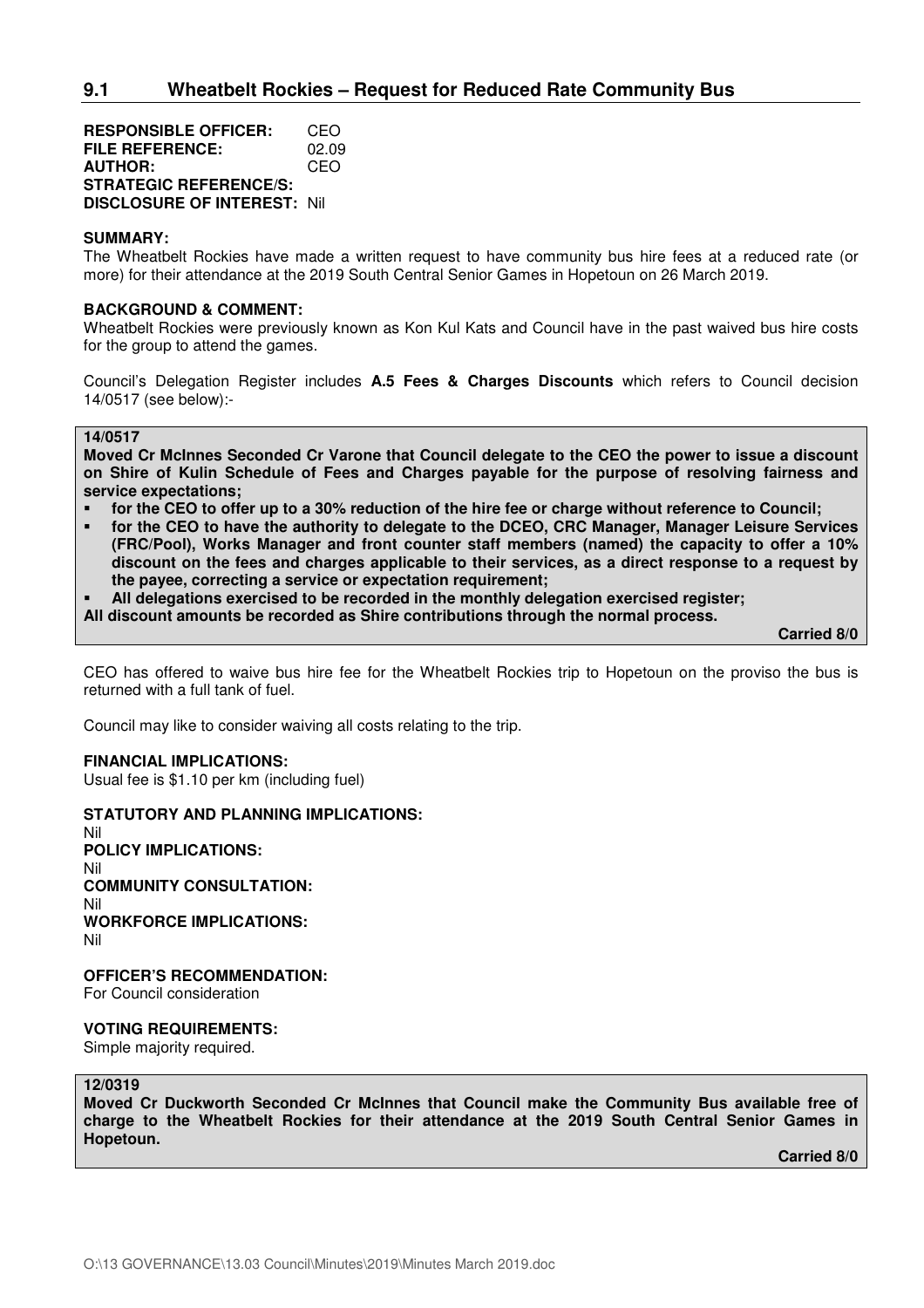## 9.1 Wheatbelt Rockies – Request for Reduced Rate Community Bus

**RESPONSIBLE OFFICER:** CEO
**FILE REFERENCE:** 02.09
**AUTHOR:** CEO
**STRATEGIC REFERENCE/S:**
**DISCLOSURE OF INTEREST:** Nil

**SUMMARY:**
The Wheatbelt Rockies have made a written request to have community bus hire fees at a reduced rate (or more) for their attendance at the 2019 South Central Senior Games in Hopetoun on 26 March 2019.

**BACKGROUND & COMMENT:**
Wheatbelt Rockies were previously known as Kon Kul Kats and Council have in the past waived bus hire costs for the group to attend the games.

Council's Delegation Register includes **A.5 Fees & Charges Discounts** which refers to Council decision 14/0517 (see below):-

**14/0517**
**Moved Cr McInnes Seconded Cr Varone that Council delegate to the CEO the power to issue a discount on Shire of Kulin Schedule of Fees and Charges payable for the purpose of resolving fairness and service expectations;**

- **for the CEO to offer up to a 30% reduction of the hire fee or charge without reference to Council;**
- **for the CEO to have the authority to delegate to the DCEO, CRC Manager, Manager Leisure Services (FRC/Pool), Works Manager and front counter staff members (named) the capacity to offer a 10% discount on the fees and charges applicable to their services, as a direct response to a request by the payee, correcting a service or expectation requirement;**
- **All delegations exercised to be recorded in the monthly delegation exercised register;**

**All discount amounts be recorded as Shire contributions through the normal process.**

**Carried 8/0**

CEO has offered to waive bus hire fee for the Wheatbelt Rockies trip to Hopetoun on the proviso the bus is returned with a full tank of fuel.

Council may like to consider waiving all costs relating to the trip.

**FINANCIAL IMPLICATIONS:**
Usual fee is $1.10 per km (including fuel)

**STATUTORY AND PLANNING IMPLICATIONS:**
Nil
**POLICY IMPLICATIONS:**
Nil
**COMMUNITY CONSULTATION:**
Nil
**WORKFORCE IMPLICATIONS:**
Nil

**OFFICER'S RECOMMENDATION:**
For Council consideration

**VOTING REQUIREMENTS:**
Simple majority required.

**12/0319**
**Moved Cr Duckworth Seconded Cr McInnes that Council make the Community Bus available free of charge to the Wheatbelt Rockies for their attendance at the 2019 South Central Senior Games in Hopetoun.**

**Carried 8/0**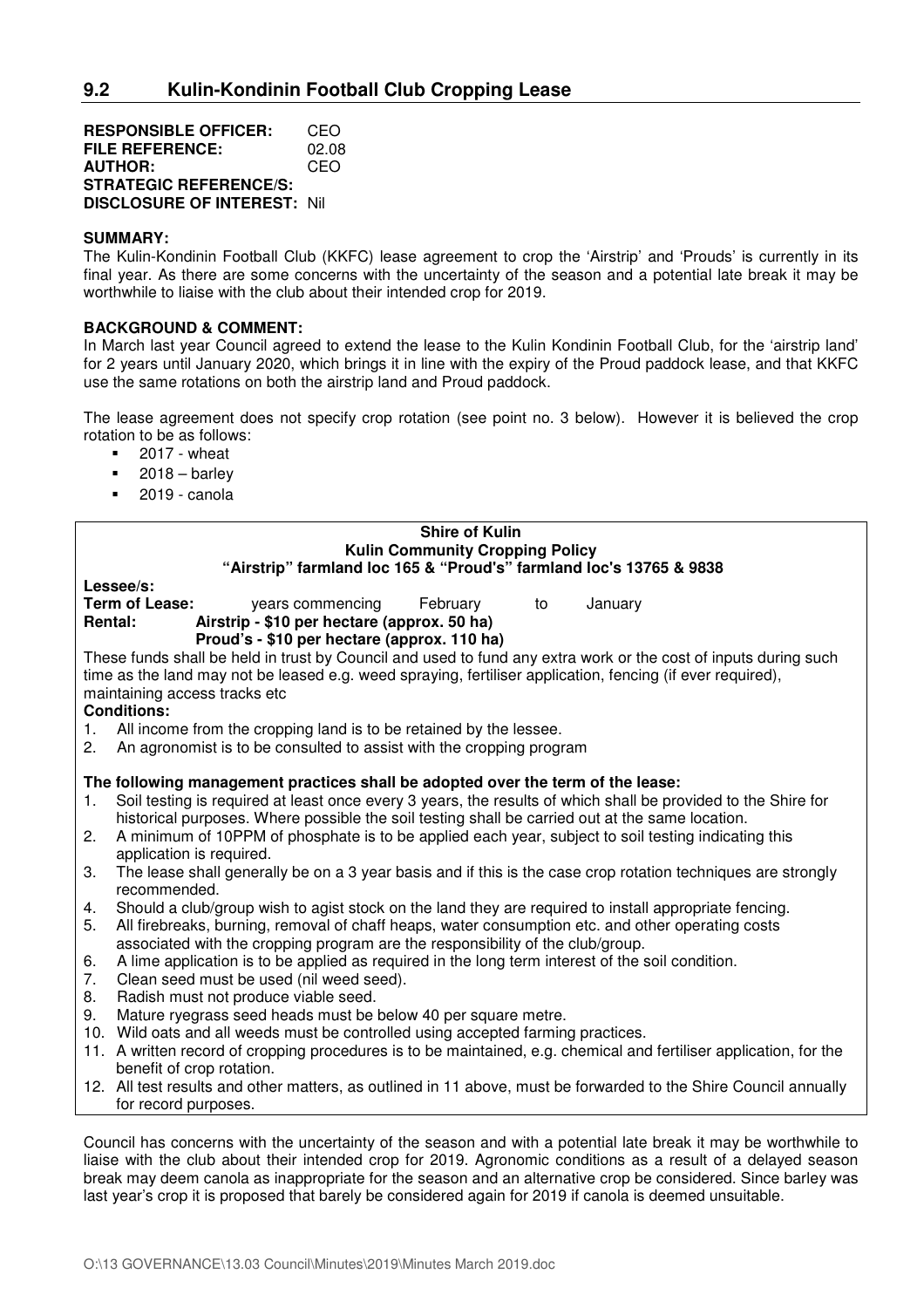## 9.2 Kulin-Kondinin Football Club Cropping Lease

**RESPONSIBLE OFFICER:** CEO
**FILE REFERENCE:** 02.08
**AUTHOR:** CEO
**STRATEGIC REFERENCE/S:**
**DISCLOSURE OF INTEREST:** Nil

**SUMMARY:**
The Kulin-Kondinin Football Club (KKFC) lease agreement to crop the 'Airstrip' and 'Prouds' is currently in its final year. As there are some concerns with the uncertainty of the season and a potential late break it may be worthwhile to liaise with the club about their intended crop for 2019.

**BACKGROUND & COMMENT:**
In March last year Council agreed to extend the lease to the Kulin Kondinin Football Club, for the 'airstrip land' for 2 years until January 2020, which brings it in line with the expiry of the Proud paddock lease, and that KKFC use the same rotations on both the airstrip land and Proud paddock.

The lease agreement does not specify crop rotation (see point no. 3 below). However it is believed the crop rotation to be as follows:

- 2017 - wheat
- 2018 – barley
- 2019 - canola

**Shire of Kulin**
**Kulin Community Cropping Policy**
**"Airstrip" farmland loc 165 & "Proud's" farmland loc's 13765 & 9838**

**Lessee/s:**
**Term of Lease:** years commencing February to January
**Rental:** **Airstrip - $10 per hectare (approx. 50 ha)**
**Proud's - $10 per hectare (approx. 110 ha)**

These funds shall be held in trust by Council and used to fund any extra work or the cost of inputs during such time as the land may not be leased e.g. weed spraying, fertiliser application, fencing (if ever required), maintaining access tracks etc

**Conditions:**

1. All income from the cropping land is to be retained by the lessee.
2. An agronomist is to be consulted to assist with the cropping program

**The following management practices shall be adopted over the term of the lease:**

1. Soil testing is required at least once every 3 years, the results of which shall be provided to the Shire for historical purposes. Where possible the soil testing shall be carried out at the same location.
2. A minimum of 10PPM of phosphate is to be applied each year, subject to soil testing indicating this application is required.
3. The lease shall generally be on a 3 year basis and if this is the case crop rotation techniques are strongly recommended.
4. Should a club/group wish to agist stock on the land they are required to install appropriate fencing.
5. All firebreaks, burning, removal of chaff heaps, water consumption etc. and other operating costs associated with the cropping program are the responsibility of the club/group.
6. A lime application is to be applied as required in the long term interest of the soil condition.
7. Clean seed must be used (nil weed seed).
8. Radish must not produce viable seed.
9. Mature ryegrass seed heads must be below 40 per square metre.
10. Wild oats and all weeds must be controlled using accepted farming practices.
11. A written record of cropping procedures is to be maintained, e.g. chemical and fertiliser application, for the benefit of crop rotation.
12. All test results and other matters, as outlined in 11 above, must be forwarded to the Shire Council annually for record purposes.

Council has concerns with the uncertainty of the season and with a potential late break it may be worthwhile to liaise with the club about their intended crop for 2019. Agronomic conditions as a result of a delayed season break may deem canola as inappropriate for the season and an alternative crop be considered. Since barley was last year's crop it is proposed that barely be considered again for 2019 if canola is deemed unsuitable.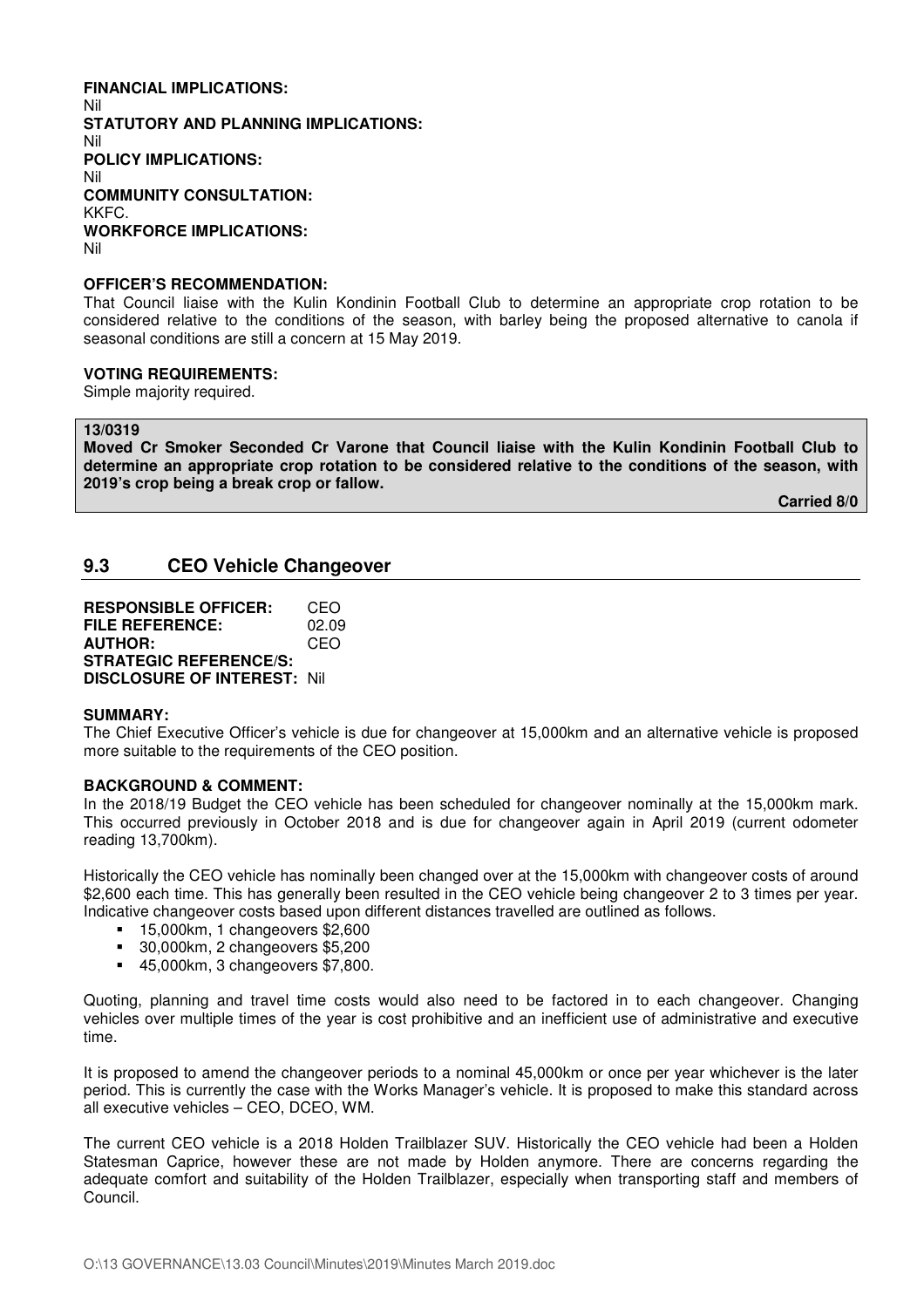**FINANCIAL IMPLICATIONS:**
Nil
**STATUTORY AND PLANNING IMPLICATIONS:**
Nil
**POLICY IMPLICATIONS:**
Nil
**COMMUNITY CONSULTATION:**
KKFC.
**WORKFORCE IMPLICATIONS:**
Nil

**OFFICER'S RECOMMENDATION:**
That Council liaise with the Kulin Kondinin Football Club to determine an appropriate crop rotation to be considered relative to the conditions of the season, with barley being the proposed alternative to canola if seasonal conditions are still a concern at 15 May 2019.

**VOTING REQUIREMENTS:**
Simple majority required.

**13/0319**
**Moved Cr Smoker Seconded Cr Varone that Council liaise with the Kulin Kondinin Football Club to determine an appropriate crop rotation to be considered relative to the conditions of the season, with 2019's crop being a break crop or fallow.**

**Carried 8/0**

## 9.3 CEO Vehicle Changeover

**RESPONSIBLE OFFICER:** CEO
**FILE REFERENCE:** 02.09
**AUTHOR:** CEO
**STRATEGIC REFERENCE/S:**
**DISCLOSURE OF INTEREST:** Nil

**SUMMARY:**
The Chief Executive Officer's vehicle is due for changeover at 15,000km and an alternative vehicle is proposed more suitable to the requirements of the CEO position.

**BACKGROUND & COMMENT:**
In the 2018/19 Budget the CEO vehicle has been scheduled for changeover nominally at the 15,000km mark. This occurred previously in October 2018 and is due for changeover again in April 2019 (current odometer reading 13,700km).

Historically the CEO vehicle has nominally been changed over at the 15,000km with changeover costs of around $2,600 each time. This has generally been resulted in the CEO vehicle being changeover 2 to 3 times per year. Indicative changeover costs based upon different distances travelled are outlined as follows.

- 15,000km, 1 changeovers $2,600
- 30,000km, 2 changeovers $5,200
- 45,000km, 3 changeovers $7,800.

Quoting, planning and travel time costs would also need to be factored in to each changeover. Changing vehicles over multiple times of the year is cost prohibitive and an inefficient use of administrative and executive time.

It is proposed to amend the changeover periods to a nominal 45,000km or once per year whichever is the later period. This is currently the case with the Works Manager's vehicle. It is proposed to make this standard across all executive vehicles – CEO, DCEO, WM.

The current CEO vehicle is a 2018 Holden Trailblazer SUV. Historically the CEO vehicle had been a Holden Statesman Caprice, however these are not made by Holden anymore. There are concerns regarding the adequate comfort and suitability of the Holden Trailblazer, especially when transporting staff and members of Council.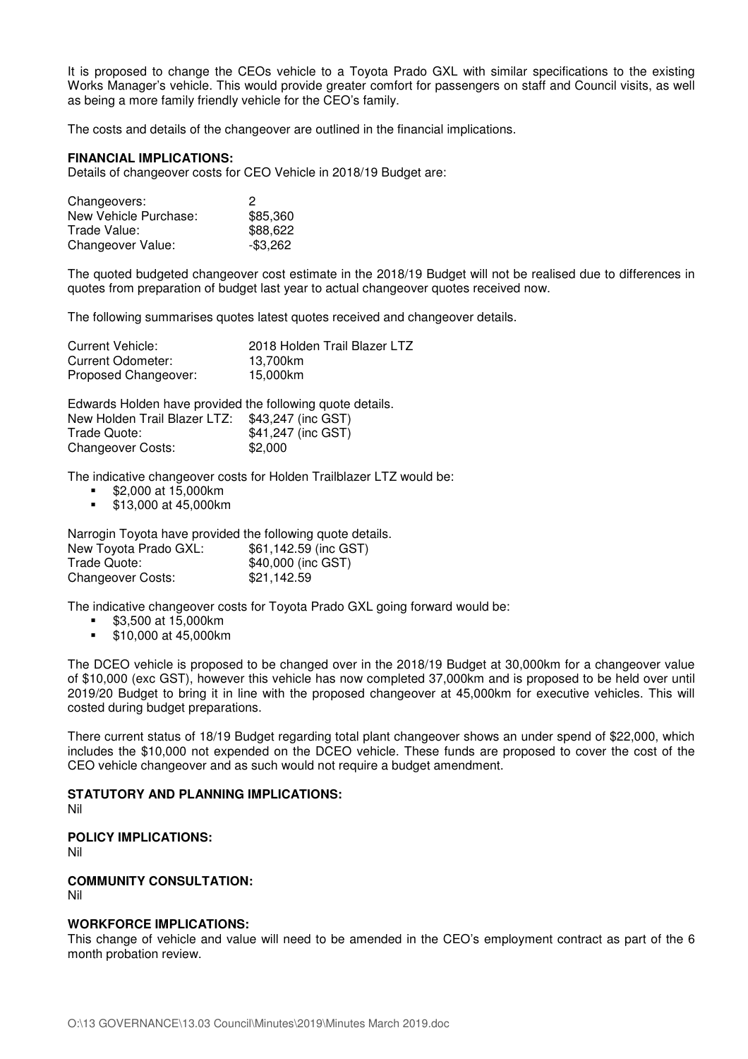It is proposed to change the CEOs vehicle to a Toyota Prado GXL with similar specifications to the existing Works Manager's vehicle. This would provide greater comfort for passengers on staff and Council visits, as well as being a more family friendly vehicle for the CEO's family.

The costs and details of the changeover are outlined in the financial implications.

**FINANCIAL IMPLICATIONS:**
Details of changeover costs for CEO Vehicle in 2018/19 Budget are:

| | |
|---|---|
| Changeovers: | 2 |
| New Vehicle Purchase: | $85,360 |
| Trade Value: | $88,622 |
| Changeover Value: | -$3,262 |

The quoted budgeted changeover cost estimate in the 2018/19 Budget will not be realised due to differences in quotes from preparation of budget last year to actual changeover quotes received now.

The following summarises quotes latest quotes received and changeover details.

| | |
|---|---|
| Current Vehicle: | 2018 Holden Trail Blazer LTZ |
| Current Odometer: | 13,700km |
| Proposed Changeover: | 15,000km |

Edwards Holden have provided the following quote details.

| | |
|---|---|
| New Holden Trail Blazer LTZ: | $43,247 (inc GST) |
| Trade Quote: | $41,247 (inc GST) |
| Changeover Costs: | $2,000 |

The indicative changeover costs for Holden Trailblazer LTZ would be:

- $2,000 at 15,000km
- $13,000 at 45,000km

Narrogin Toyota have provided the following quote details.

| | |
|---|---|
| New Toyota Prado GXL: | $61,142.59 (inc GST) |
| Trade Quote: | $40,000 (inc GST) |
| Changeover Costs: | $21,142.59 |

The indicative changeover costs for Toyota Prado GXL going forward would be:

- $3,500 at 15,000km
- $10,000 at 45,000km

The DCEO vehicle is proposed to be changed over in the 2018/19 Budget at 30,000km for a changeover value of $10,000 (exc GST), however this vehicle has now completed 37,000km and is proposed to be held over until 2019/20 Budget to bring it in line with the proposed changeover at 45,000km for executive vehicles. This will costed during budget preparations.

There current status of 18/19 Budget regarding total plant changeover shows an under spend of $22,000, which includes the $10,000 not expended on the DCEO vehicle. These funds are proposed to cover the cost of the CEO vehicle changeover and as such would not require a budget amendment.

**STATUTORY AND PLANNING IMPLICATIONS:**
Nil

**POLICY IMPLICATIONS:**
Nil

**COMMUNITY CONSULTATION:**
Nil

**WORKFORCE IMPLICATIONS:**
This change of vehicle and value will need to be amended in the CEO's employment contract as part of the 6 month probation review.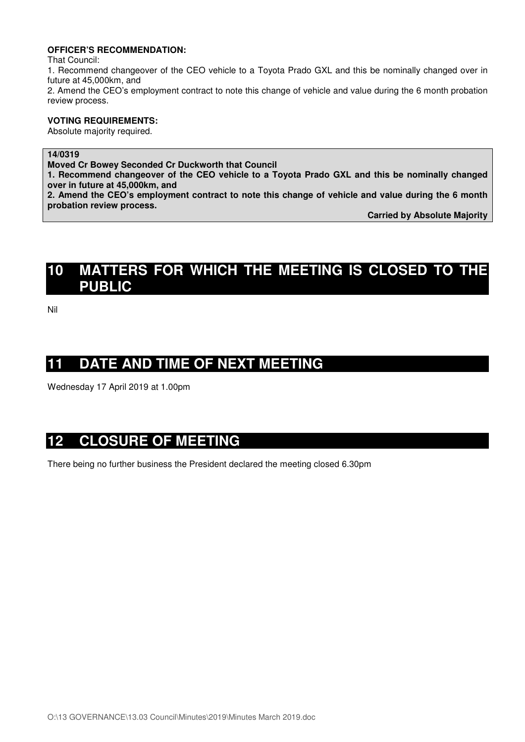**OFFICER'S RECOMMENDATION:**

That Council:

1. Recommend changeover of the CEO vehicle to a Toyota Prado GXL and this be nominally changed over in future at 45,000km, and
2. Amend the CEO's employment contract to note this change of vehicle and value during the 6 month probation review process.

**VOTING REQUIREMENTS:**

Absolute majority required.

**14/0319**

**Moved Cr Bowey Seconded Cr Duckworth that Council**

**1. Recommend changeover of the CEO vehicle to a Toyota Prado GXL and this be nominally changed over in future at 45,000km, and**

**2. Amend the CEO's employment contract to note this change of vehicle and value during the 6 month probation review process.**

**Carried by Absolute Majority**

# 10 MATTERS FOR WHICH THE MEETING IS CLOSED TO THE PUBLIC

Nil

# 11 DATE AND TIME OF NEXT MEETING

Wednesday 17 April 2019 at 1.00pm

# 12 CLOSURE OF MEETING

There being no further business the President declared the meeting closed 6.30pm

O:\13 GOVERNANCE\13.03 Council\Minutes\2019\Minutes March 2019.doc